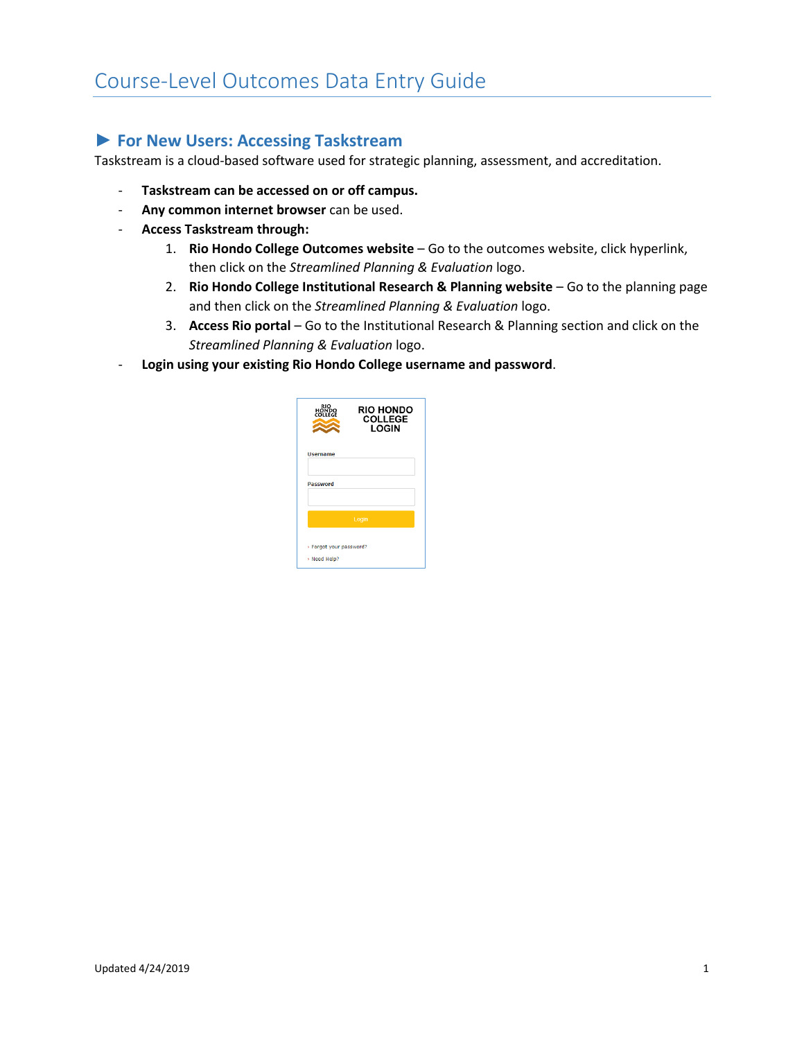# Course-Level Outcomes Data Entry Guide

## ► For New Users: Accessing Taskstream

Taskstream is a cloud-based software used for strategic planning, assessment, and accreditation.

- **Taskstream can be accessed on or off campus.**
- **Any common internet browser** can be used.
- **Access Taskstream through:**
  1. **Rio Hondo College Outcomes website** – Go to the outcomes website, click hyperlink, then click on the *Streamlined Planning & Evaluation* logo.
  2. **Rio Hondo College Institutional Research & Planning website** – Go to the planning page and then click on the *Streamlined Planning & Evaluation* logo.
  3. **Access Rio portal** – Go to the Institutional Research & Planning section and click on the *Streamlined Planning & Evaluation* logo.
- **Login using your existing Rio Hondo College username and password**.

RIO HONDO COLLEGE LOGIN

Username

Password

Login

› Forgot your password?

› Need Help?

Updated 4/24/2019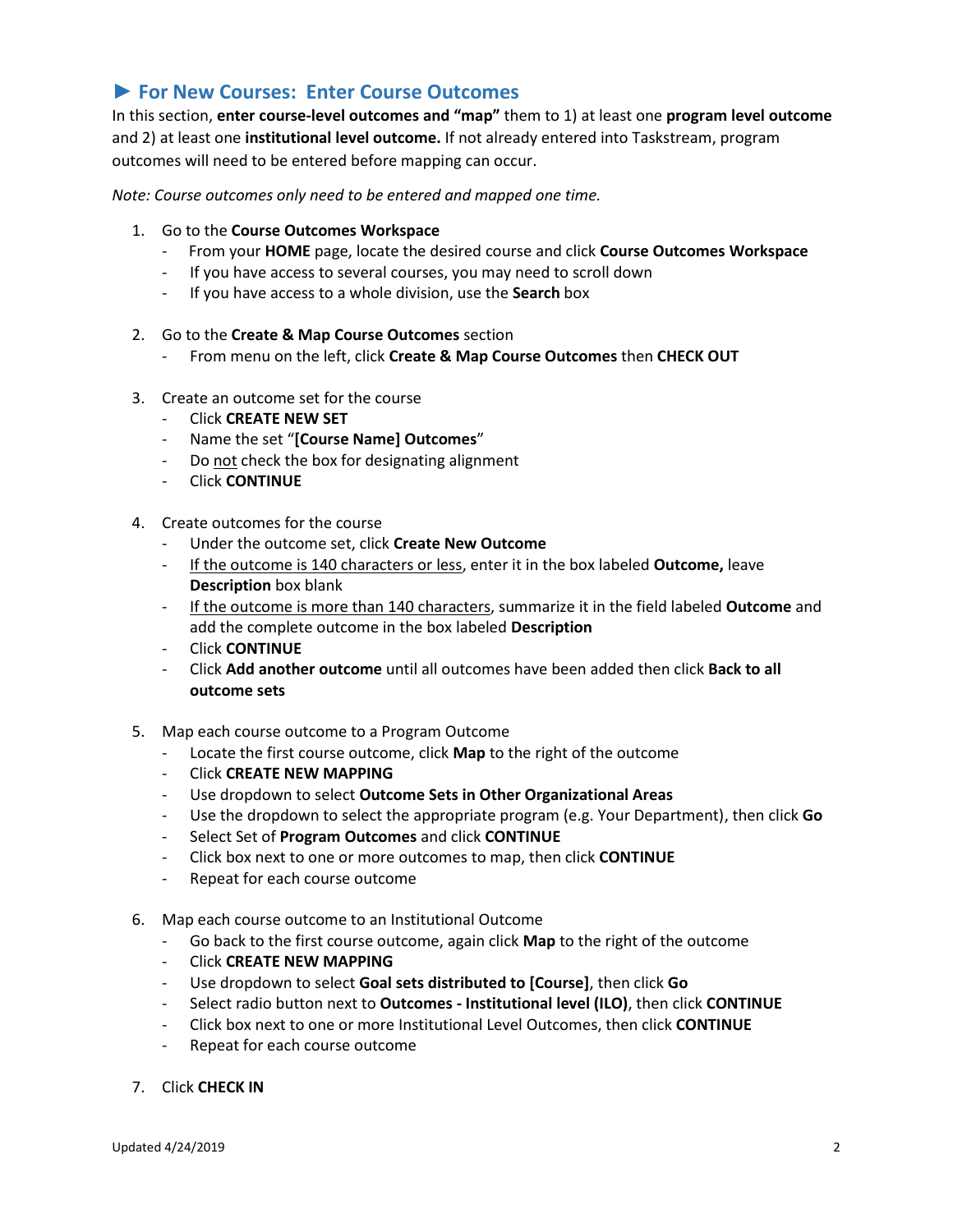## ► For New Courses: Enter Course Outcomes

In this section, **enter course-level outcomes and "map"** them to 1) at least one **program level outcome** and 2) at least one **institutional level outcome.** If not already entered into Taskstream, program outcomes will need to be entered before mapping can occur.

*Note: Course outcomes only need to be entered and mapped one time.*

1. Go to the **Course Outcomes Workspace**
   - From your **HOME** page, locate the desired course and click **Course Outcomes Workspace**
   - If you have access to several courses, you may need to scroll down
   - If you have access to a whole division, use the **Search** box

2. Go to the **Create & Map Course Outcomes** section
   - From menu on the left, click **Create & Map Course Outcomes** then **CHECK OUT**

3. Create an outcome set for the course
   - Click **CREATE NEW SET**
   - Name the set "**[Course Name] Outcomes**"
   - Do <u>not</u> check the box for designating alignment
   - Click **CONTINUE**

4. Create outcomes for the course
   - Under the outcome set, click **Create New Outcome**
   - <u>If the outcome is 140 characters or less</u>, enter it in the box labeled **Outcome,** leave **Description** box blank
   - <u>If the outcome is more than 140 characters</u>, summarize it in the field labeled **Outcome** and add the complete outcome in the box labeled **Description**
   - Click **CONTINUE**
   - Click **Add another outcome** until all outcomes have been added then click **Back to all outcome sets**

5. Map each course outcome to a Program Outcome
   - Locate the first course outcome, click **Map** to the right of the outcome
   - Click **CREATE NEW MAPPING**
   - Use dropdown to select **Outcome Sets in Other Organizational Areas**
   - Use the dropdown to select the appropriate program (e.g. Your Department), then click **Go**
   - Select Set of **Program Outcomes** and click **CONTINUE**
   - Click box next to one or more outcomes to map, then click **CONTINUE**
   - Repeat for each course outcome

6. Map each course outcome to an Institutional Outcome
   - Go back to the first course outcome, again click **Map** to the right of the outcome
   - Click **CREATE NEW MAPPING**
   - Use dropdown to select **Goal sets distributed to [Course]**, then click **Go**
   - Select radio button next to **Outcomes - Institutional level (ILO)**, then click **CONTINUE**
   - Click box next to one or more Institutional Level Outcomes, then click **CONTINUE**
   - Repeat for each course outcome

7. Click **CHECK IN**

Updated 4/24/2019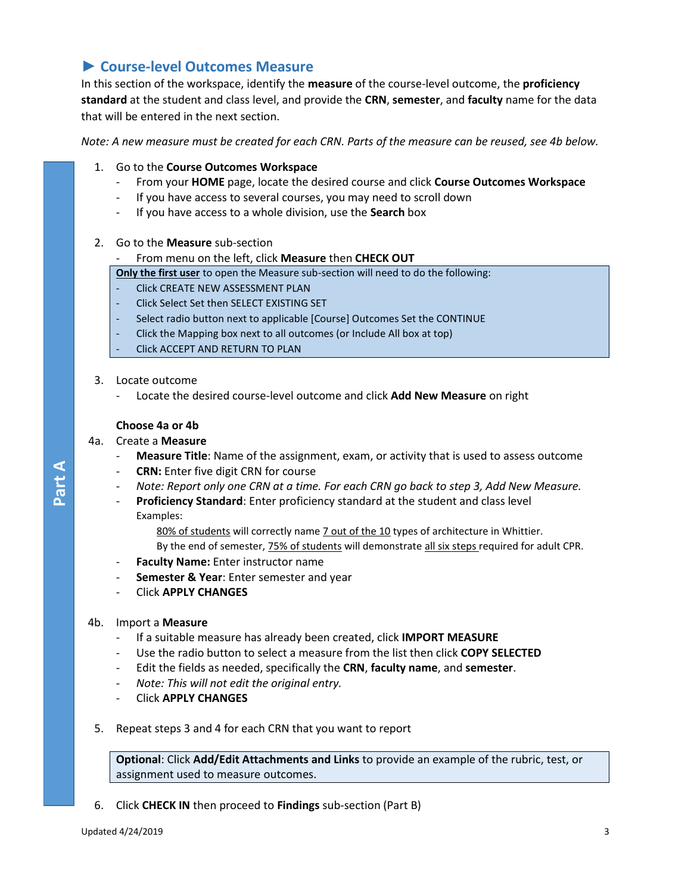## ► Course-level Outcomes Measure

In this section of the workspace, identify the **measure** of the course-level outcome, the **proficiency standard** at the student and class level, and provide the **CRN**, **semester**, and **faculty** name for the data that will be entered in the next section.

*Note: A new measure must be created for each CRN. Parts of the measure can be reused, see 4b below.*

**Part A**

1. Go to the **Course Outcomes Workspace**
   - From your **HOME** page, locate the desired course and click **Course Outcomes Workspace**
   - If you have access to several courses, you may need to scroll down
   - If you have access to a whole division, use the **Search** box

2. Go to the **Measure** sub-section
   - From menu on the left, click **Measure** then **CHECK OUT**

> **Only the first user** to open the Measure sub-section will need to do the following:
> - Click CREATE NEW ASSESSMENT PLAN
> - Click Select Set then SELECT EXISTING SET
> - Select radio button next to applicable [Course] Outcomes Set the CONTINUE
> - Click the Mapping box next to all outcomes (or Include All box at top)
> - Click ACCEPT AND RETURN TO PLAN

3. Locate outcome
   - Locate the desired course-level outcome and click **Add New Measure** on right

**Choose 4a or 4b**

4a. Create a **Measure**
   - **Measure Title**: Name of the assignment, exam, or activity that is used to assess outcome
   - **CRN:** Enter five digit CRN for course
   - *Note: Report only one CRN at a time. For each CRN go back to step 3, Add New Measure.*
   - **Proficiency Standard**: Enter proficiency standard at the student and class level
     Examples:
     80% of students will correctly name 7 out of the 10 types of architecture in Whittier.
     By the end of semester, 75% of students will demonstrate all six steps required for adult CPR.
   - **Faculty Name:** Enter instructor name
   - **Semester & Year**: Enter semester and year
   - Click **APPLY CHANGES**

4b. Import a **Measure**
   - If a suitable measure has already been created, click **IMPORT MEASURE**
   - Use the radio button to select a measure from the list then click **COPY SELECTED**
   - Edit the fields as needed, specifically the **CRN**, **faculty name**, and **semester**.
   - *Note: This will not edit the original entry.*
   - Click **APPLY CHANGES**

5. Repeat steps 3 and 4 for each CRN that you want to report

> **Optional**: Click **Add/Edit Attachments and Links** to provide an example of the rubric, test, or assignment used to measure outcomes.

6. Click **CHECK IN** then proceed to **Findings** sub-section (Part B)

Updated 4/24/2019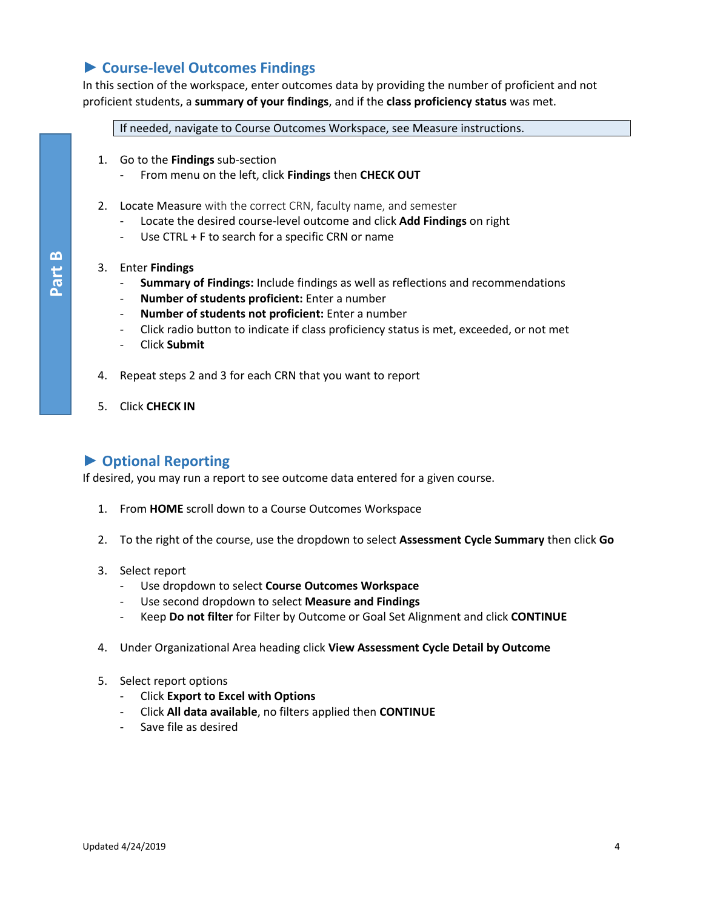## ► Course-level Outcomes Findings

In this section of the workspace, enter outcomes data by providing the number of proficient and not proficient students, a **summary of your findings**, and if the **class proficiency status** was met.

If needed, navigate to Course Outcomes Workspace, see Measure instructions.

**Part B**

1. Go to the **Findings** sub-section
   - From menu on the left, click **Findings** then **CHECK OUT**

2. Locate Measure with the correct CRN, faculty name, and semester
   - Locate the desired course-level outcome and click **Add Findings** on right
   - Use CTRL + F to search for a specific CRN or name

3. Enter **Findings**
   - **Summary of Findings:** Include findings as well as reflections and recommendations
   - **Number of students proficient:** Enter a number
   - **Number of students not proficient:** Enter a number
   - Click radio button to indicate if class proficiency status is met, exceeded, or not met
   - Click **Submit**

4. Repeat steps 2 and 3 for each CRN that you want to report

5. Click **CHECK IN**

## ► Optional Reporting

If desired, you may run a report to see outcome data entered for a given course.

1. From **HOME** scroll down to a Course Outcomes Workspace

2. To the right of the course, use the dropdown to select **Assessment Cycle Summary** then click **Go**

3. Select report
   - Use dropdown to select **Course Outcomes Workspace**
   - Use second dropdown to select **Measure and Findings**
   - Keep **Do not filter** for Filter by Outcome or Goal Set Alignment and click **CONTINUE**

4. Under Organizational Area heading click **View Assessment Cycle Detail by Outcome**

5. Select report options
   - Click **Export to Excel with Options**
   - Click **All data available**, no filters applied then **CONTINUE**
   - Save file as desired

Updated 4/24/2019